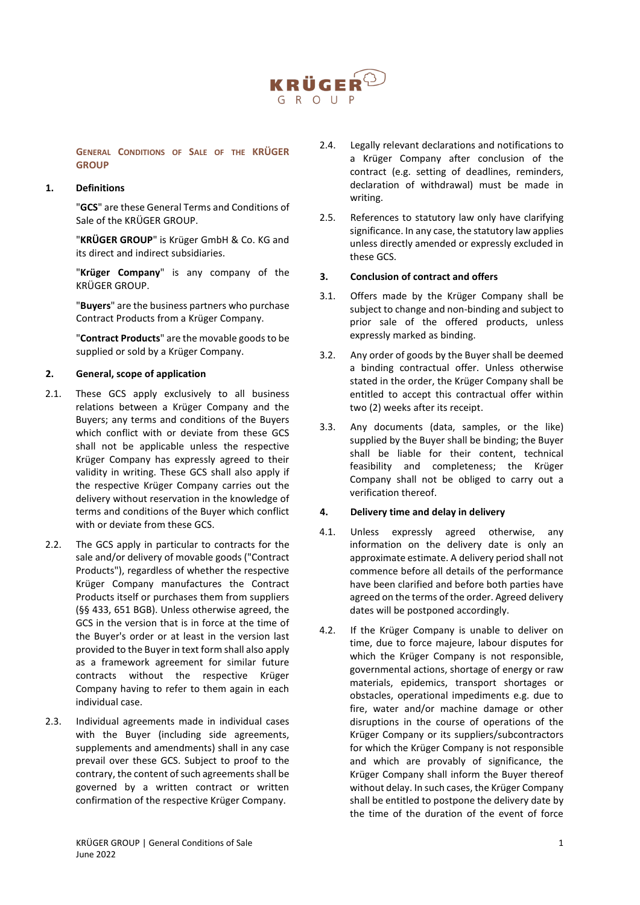# General Conditions of Sale of the KRÜGER GROUP

## 1. Definitions

"**GCS**" are these General Terms and Conditions of Sale of the KRÜGER GROUP.

"**KRÜGER GROUP**" is Krüger GmbH & Co. KG and its direct and indirect subsidiaries.

"**Krüger Company**" is any company of the KRÜGER GROUP.

"**Buyers**" are the business partners who purchase Contract Products from a Krüger Company.

"**Contract Products**" are the movable goods to be supplied or sold by a Krüger Company.

## 2. General, scope of application

2.1. These GCS apply exclusively to all business relations between a Krüger Company and the Buyers; any terms and conditions of the Buyers which conflict with or deviate from these GCS shall not be applicable unless the respective Krüger Company has expressly agreed to their validity in writing. These GCS shall also apply if the respective Krüger Company carries out the delivery without reservation in the knowledge of terms and conditions of the Buyer which conflict with or deviate from these GCS.

2.2. The GCS apply in particular to contracts for the sale and/or delivery of movable goods ("Contract Products"), regardless of whether the respective Krüger Company manufactures the Contract Products itself or purchases them from suppliers (§§ 433, 651 BGB). Unless otherwise agreed, the GCS in the version that is in force at the time of the Buyer's order or at least in the version last provided to the Buyer in text form shall also apply as a framework agreement for similar future contracts without the respective Krüger Company having to refer to them again in each individual case.

2.3. Individual agreements made in individual cases with the Buyer (including side agreements, supplements and amendments) shall in any case prevail over these GCS. Subject to proof to the contrary, the content of such agreements shall be governed by a written contract or written confirmation of the respective Krüger Company.

2.4. Legally relevant declarations and notifications to a Krüger Company after conclusion of the contract (e.g. setting of deadlines, reminders, declaration of withdrawal) must be made in writing.

2.5. References to statutory law only have clarifying significance. In any case, the statutory law applies unless directly amended or expressly excluded in these GCS.

## 3. Conclusion of contract and offers

3.1. Offers made by the Krüger Company shall be subject to change and non-binding and subject to prior sale of the offered products, unless expressly marked as binding.

3.2. Any order of goods by the Buyer shall be deemed a binding contractual offer. Unless otherwise stated in the order, the Krüger Company shall be entitled to accept this contractual offer within two (2) weeks after its receipt.

3.3. Any documents (data, samples, or the like) supplied by the Buyer shall be binding; the Buyer shall be liable for their content, technical feasibility and completeness; the Krüger Company shall not be obliged to carry out a verification thereof.

## 4. Delivery time and delay in delivery

4.1. Unless expressly agreed otherwise, any information on the delivery date is only an approximate estimate. A delivery period shall not commence before all details of the performance have been clarified and before both parties have agreed on the terms of the order. Agreed delivery dates will be postponed accordingly.

4.2. If the Krüger Company is unable to deliver on time, due to force majeure, labour disputes for which the Krüger Company is not responsible, governmental actions, shortage of energy or raw materials, epidemics, transport shortages or obstacles, operational impediments e.g. due to fire, water and/or machine damage or other disruptions in the course of operations of the Krüger Company or its suppliers/subcontractors for which the Krüger Company is not responsible and which are provably of significance, the Krüger Company shall inform the Buyer thereof without delay. In such cases, the Krüger Company shall be entitled to postpone the delivery date by the time of the duration of the event of force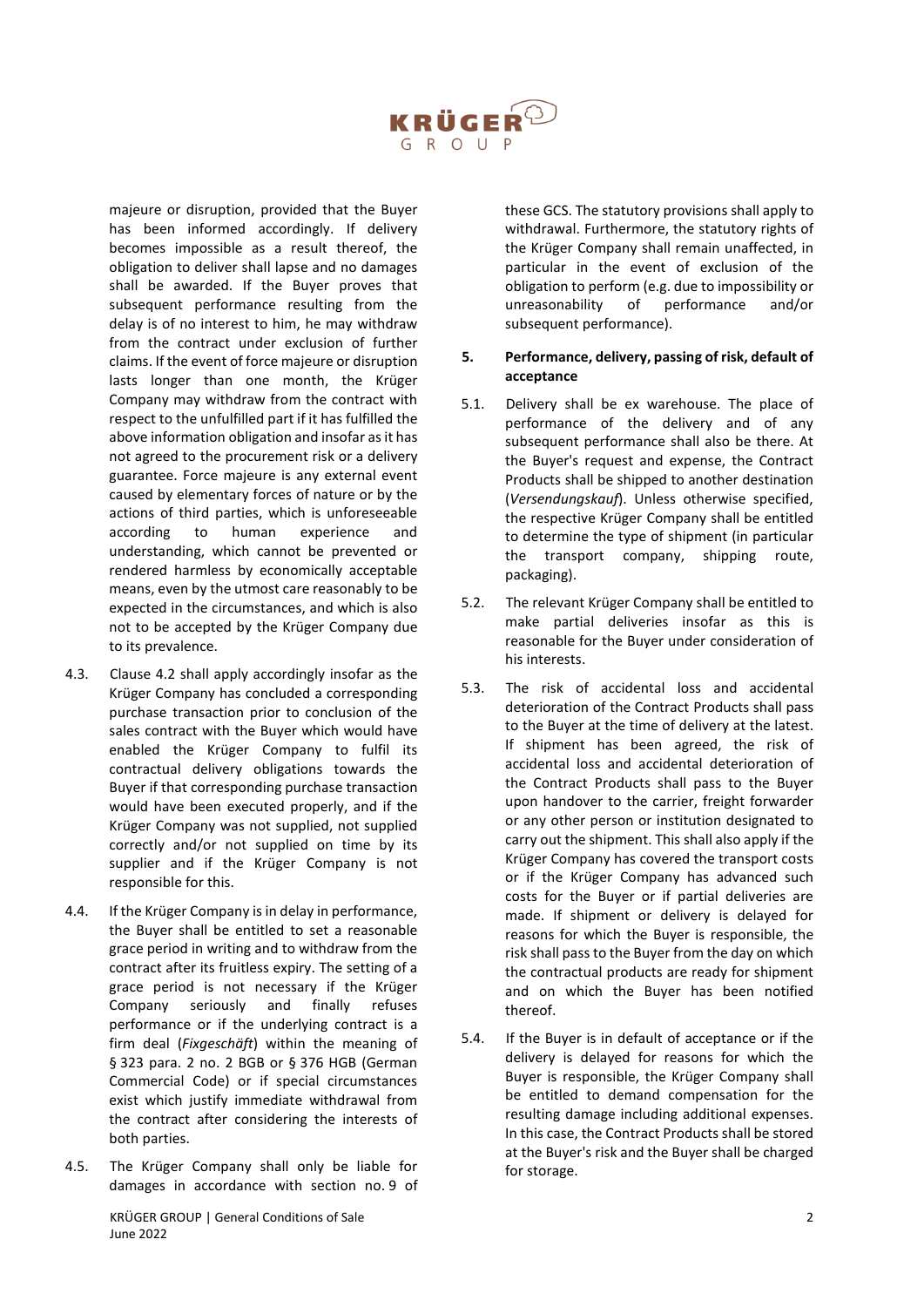majeure or disruption, provided that the Buyer has been informed accordingly. If delivery becomes impossible as a result thereof, the obligation to deliver shall lapse and no damages shall be awarded. If the Buyer proves that subsequent performance resulting from the delay is of no interest to him, he may withdraw from the contract under exclusion of further claims. If the event of force majeure or disruption lasts longer than one month, the Krüger Company may withdraw from the contract with respect to the unfulfilled part if it has fulfilled the above information obligation and insofar as it has not agreed to the procurement risk or a delivery guarantee. Force majeure is any external event caused by elementary forces of nature or by the actions of third parties, which is unforeseeable according to human experience and understanding, which cannot be prevented or rendered harmless by economically acceptable means, even by the utmost care reasonably to be expected in the circumstances, and which is also not to be accepted by the Krüger Company due to its prevalence.

4.3. Clause 4.2 shall apply accordingly insofar as the Krüger Company has concluded a corresponding purchase transaction prior to conclusion of the sales contract with the Buyer which would have enabled the Krüger Company to fulfil its contractual delivery obligations towards the Buyer if that corresponding purchase transaction would have been executed properly, and if the Krüger Company was not supplied, not supplied correctly and/or not supplied on time by its supplier and if the Krüger Company is not responsible for this.

4.4. If the Krüger Company is in delay in performance, the Buyer shall be entitled to set a reasonable grace period in writing and to withdraw from the contract after its fruitless expiry. The setting of a grace period is not necessary if the Krüger Company seriously and finally refuses performance or if the underlying contract is a firm deal (*Fixgeschäft*) within the meaning of § 323 para. 2 no. 2 BGB or § 376 HGB (German Commercial Code) or if special circumstances exist which justify immediate withdrawal from the contract after considering the interests of both parties.

4.5. The Krüger Company shall only be liable for damages in accordance with section no. 9 of these GCS. The statutory provisions shall apply to withdrawal. Furthermore, the statutory rights of the Krüger Company shall remain unaffected, in particular in the event of exclusion of the obligation to perform (e.g. due to impossibility or unreasonability of performance and/or subsequent performance).

## 5. Performance, delivery, passing of risk, default of acceptance

5.1. Delivery shall be ex warehouse. The place of performance of the delivery and of any subsequent performance shall also be there. At the Buyer's request and expense, the Contract Products shall be shipped to another destination (*Versendungskauf*). Unless otherwise specified, the respective Krüger Company shall be entitled to determine the type of shipment (in particular the transport company, shipping route, packaging).

5.2. The relevant Krüger Company shall be entitled to make partial deliveries insofar as this is reasonable for the Buyer under consideration of his interests.

5.3. The risk of accidental loss and accidental deterioration of the Contract Products shall pass to the Buyer at the time of delivery at the latest. If shipment has been agreed, the risk of accidental loss and accidental deterioration of the Contract Products shall pass to the Buyer upon handover to the carrier, freight forwarder or any other person or institution designated to carry out the shipment. This shall also apply if the Krüger Company has covered the transport costs or if the Krüger Company has advanced such costs for the Buyer or if partial deliveries are made. If shipment or delivery is delayed for reasons for which the Buyer is responsible, the risk shall pass to the Buyer from the day on which the contractual products are ready for shipment and on which the Buyer has been notified thereof.

5.4. If the Buyer is in default of acceptance or if the delivery is delayed for reasons for which the Buyer is responsible, the Krüger Company shall be entitled to demand compensation for the resulting damage including additional expenses. In this case, the Contract Products shall be stored at the Buyer's risk and the Buyer shall be charged for storage.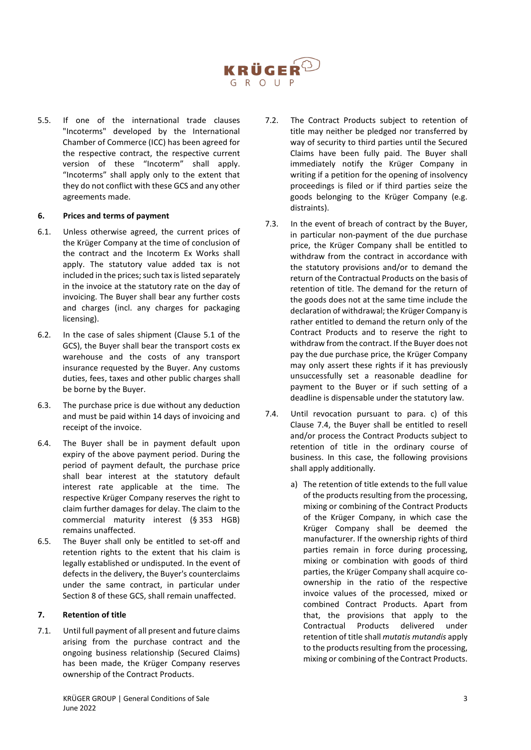5.5. If one of the international trade clauses "Incoterms" developed by the International Chamber of Commerce (ICC) has been agreed for the respective contract, the respective current version of these "Incoterm" shall apply. "Incoterms" shall apply only to the extent that they do not conflict with these GCS and any other agreements made.

## 6. Prices and terms of payment

6.1. Unless otherwise agreed, the current prices of the Krüger Company at the time of conclusion of the contract and the Incoterm Ex Works shall apply. The statutory value added tax is not included in the prices; such tax is listed separately in the invoice at the statutory rate on the day of invoicing. The Buyer shall bear any further costs and charges (incl. any charges for packaging licensing).

6.2. In the case of sales shipment (Clause 5.1 of the GCS), the Buyer shall bear the transport costs ex warehouse and the costs of any transport insurance requested by the Buyer. Any customs duties, fees, taxes and other public charges shall be borne by the Buyer.

6.3. The purchase price is due without any deduction and must be paid within 14 days of invoicing and receipt of the invoice.

6.4. The Buyer shall be in payment default upon expiry of the above payment period. During the period of payment default, the purchase price shall bear interest at the statutory default interest rate applicable at the time. The respective Krüger Company reserves the right to claim further damages for delay. The claim to the commercial maturity interest (§ 353 HGB) remains unaffected.

6.5. The Buyer shall only be entitled to set-off and retention rights to the extent that his claim is legally established or undisputed. In the event of defects in the delivery, the Buyer's counterclaims under the same contract, in particular under Section 8 of these GCS, shall remain unaffected.

## 7. Retention of title

7.1. Until full payment of all present and future claims arising from the purchase contract and the ongoing business relationship (Secured Claims) has been made, the Krüger Company reserves ownership of the Contract Products.

7.2. The Contract Products subject to retention of title may neither be pledged nor transferred by way of security to third parties until the Secured Claims have been fully paid. The Buyer shall immediately notify the Krüger Company in writing if a petition for the opening of insolvency proceedings is filed or if third parties seize the goods belonging to the Krüger Company (e.g. distraints).

7.3. In the event of breach of contract by the Buyer, in particular non-payment of the due purchase price, the Krüger Company shall be entitled to withdraw from the contract in accordance with the statutory provisions and/or to demand the return of the Contractual Products on the basis of retention of title. The demand for the return of the goods does not at the same time include the declaration of withdrawal; the Krüger Company is rather entitled to demand the return only of the Contract Products and to reserve the right to withdraw from the contract. If the Buyer does not pay the due purchase price, the Krüger Company may only assert these rights if it has previously unsuccessfully set a reasonable deadline for payment to the Buyer or if such setting of a deadline is dispensable under the statutory law.

7.4. Until revocation pursuant to para. c) of this Clause 7.4, the Buyer shall be entitled to resell and/or process the Contract Products subject to retention of title in the ordinary course of business. In this case, the following provisions shall apply additionally.

a) The retention of title extends to the full value of the products resulting from the processing, mixing or combining of the Contract Products of the Krüger Company, in which case the Krüger Company shall be deemed the manufacturer. If the ownership rights of third parties remain in force during processing, mixing or combination with goods of third parties, the Krüger Company shall acquire co-ownership in the ratio of the respective invoice values of the processed, mixed or combined Contract Products. Apart from that, the provisions that apply to the Contractual Products delivered under retention of title shall *mutatis mutandis* apply to the products resulting from the processing, mixing or combining of the Contract Products.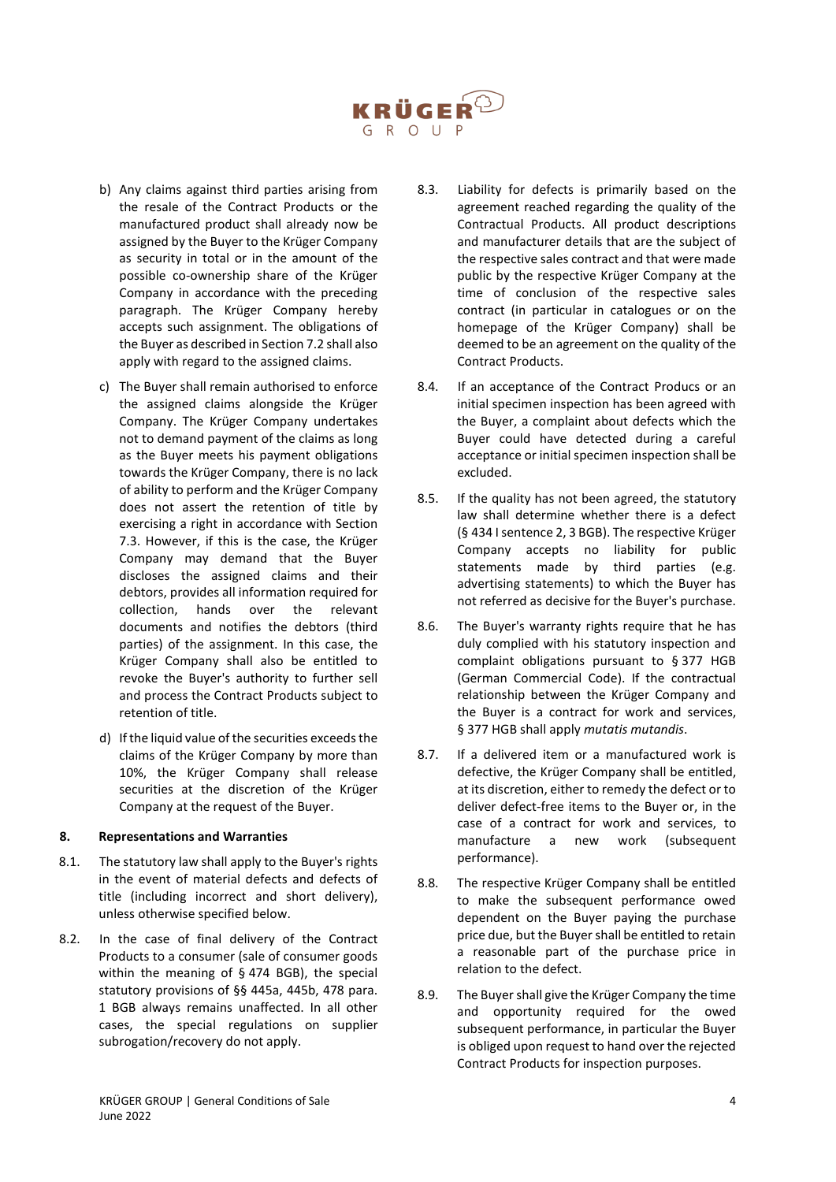b) Any claims against third parties arising from the resale of the Contract Products or the manufactured product shall already now be assigned by the Buyer to the Krüger Company as security in total or in the amount of the possible co-ownership share of the Krüger Company in accordance with the preceding paragraph. The Krüger Company hereby accepts such assignment. The obligations of the Buyer as described in Section 7.2 shall also apply with regard to the assigned claims.

c) The Buyer shall remain authorised to enforce the assigned claims alongside the Krüger Company. The Krüger Company undertakes not to demand payment of the claims as long as the Buyer meets his payment obligations towards the Krüger Company, there is no lack of ability to perform and the Krüger Company does not assert the retention of title by exercising a right in accordance with Section 7.3. However, if this is the case, the Krüger Company may demand that the Buyer discloses the assigned claims and their debtors, provides all information required for collection, hands over the relevant documents and notifies the debtors (third parties) of the assignment. In this case, the Krüger Company shall also be entitled to revoke the Buyer's authority to further sell and process the Contract Products subject to retention of title.

d) If the liquid value of the securities exceeds the claims of the Krüger Company by more than 10%, the Krüger Company shall release securities at the discretion of the Krüger Company at the request of the Buyer.

## 8. Representations and Warranties

8.1. The statutory law shall apply to the Buyer's rights in the event of material defects and defects of title (including incorrect and short delivery), unless otherwise specified below.

8.2. In the case of final delivery of the Contract Products to a consumer (sale of consumer goods within the meaning of § 474 BGB), the special statutory provisions of §§ 445a, 445b, 478 para. 1 BGB always remains unaffected. In all other cases, the special regulations on supplier subrogation/recovery do not apply.

8.3. Liability for defects is primarily based on the agreement reached regarding the quality of the Contractual Products. All product descriptions and manufacturer details that are the subject of the respective sales contract and that were made public by the respective Krüger Company at the time of conclusion of the respective sales contract (in particular in catalogues or on the homepage of the Krüger Company) shall be deemed to be an agreement on the quality of the Contract Products.

8.4. If an acceptance of the Contract Producs or an initial specimen inspection has been agreed with the Buyer, a complaint about defects which the Buyer could have detected during a careful acceptance or initial specimen inspection shall be excluded.

8.5. If the quality has not been agreed, the statutory law shall determine whether there is a defect (§ 434 I sentence 2, 3 BGB). The respective Krüger Company accepts no liability for public statements made by third parties (e.g. advertising statements) to which the Buyer has not referred as decisive for the Buyer's purchase.

8.6. The Buyer's warranty rights require that he has duly complied with his statutory inspection and complaint obligations pursuant to § 377 HGB (German Commercial Code). If the contractual relationship between the Krüger Company and the Buyer is a contract for work and services, § 377 HGB shall apply *mutatis mutandis*.

8.7. If a delivered item or a manufactured work is defective, the Krüger Company shall be entitled, at its discretion, either to remedy the defect or to deliver defect-free items to the Buyer or, in the case of a contract for work and services, to manufacture a new work (subsequent performance).

8.8. The respective Krüger Company shall be entitled to make the subsequent performance owed dependent on the Buyer paying the purchase price due, but the Buyer shall be entitled to retain a reasonable part of the purchase price in relation to the defect.

8.9. The Buyer shall give the Krüger Company the time and opportunity required for the owed subsequent performance, in particular the Buyer is obliged upon request to hand over the rejected Contract Products for inspection purposes.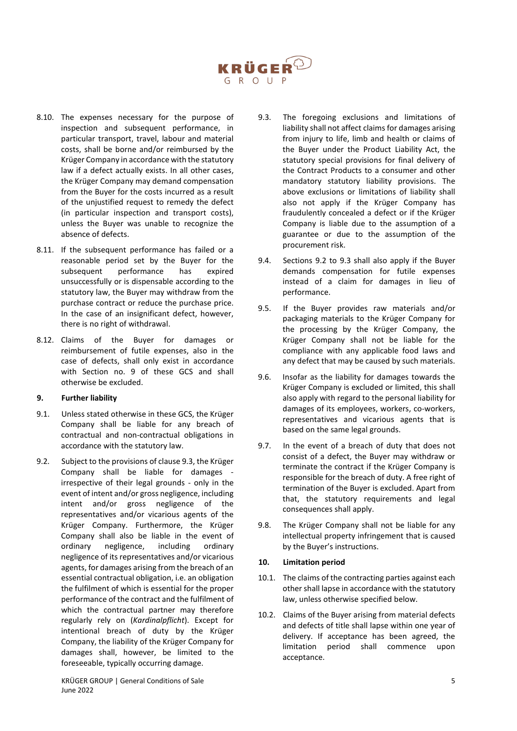8.10. The expenses necessary for the purpose of inspection and subsequent performance, in particular transport, travel, labour and material costs, shall be borne and/or reimbursed by the Krüger Company in accordance with the statutory law if a defect actually exists. In all other cases, the Krüger Company may demand compensation from the Buyer for the costs incurred as a result of the unjustified request to remedy the defect (in particular inspection and transport costs), unless the Buyer was unable to recognize the absence of defects.

8.11. If the subsequent performance has failed or a reasonable period set by the Buyer for the subsequent performance has expired unsuccessfully or is dispensable according to the statutory law, the Buyer may withdraw from the purchase contract or reduce the purchase price. In the case of an insignificant defect, however, there is no right of withdrawal.

8.12. Claims of the Buyer for damages or reimbursement of futile expenses, also in the case of defects, shall only exist in accordance with Section no. 9 of these GCS and shall otherwise be excluded.

## 9. Further liability

9.1. Unless stated otherwise in these GCS, the Krüger Company shall be liable for any breach of contractual and non-contractual obligations in accordance with the statutory law.

9.2. Subject to the provisions of clause 9.3, the Krüger Company shall be liable for damages - irrespective of their legal grounds - only in the event of intent and/or gross negligence, including intent and/or gross negligence of the representatives and/or vicarious agents of the Krüger Company. Furthermore, the Krüger Company shall also be liable in the event of ordinary negligence, including ordinary negligence of its representatives and/or vicarious agents, for damages arising from the breach of an essential contractual obligation, i.e. an obligation the fulfilment of which is essential for the proper performance of the contract and the fulfilment of which the contractual partner may therefore regularly rely on (*Kardinalpflicht*). Except for intentional breach of duty by the Krüger Company, the liability of the Krüger Company for damages shall, however, be limited to the foreseeable, typically occurring damage.

9.3. The foregoing exclusions and limitations of liability shall not affect claims for damages arising from injury to life, limb and health or claims of the Buyer under the Product Liability Act, the statutory special provisions for final delivery of the Contract Products to a consumer and other mandatory statutory liability provisions. The above exclusions or limitations of liability shall also not apply if the Krüger Company has fraudulently concealed a defect or if the Krüger Company is liable due to the assumption of a guarantee or due to the assumption of the procurement risk.

9.4. Sections 9.2 to 9.3 shall also apply if the Buyer demands compensation for futile expenses instead of a claim for damages in lieu of performance.

9.5. If the Buyer provides raw materials and/or packaging materials to the Krüger Company for the processing by the Krüger Company, the Krüger Company shall not be liable for the compliance with any applicable food laws and any defect that may be caused by such materials.

9.6. Insofar as the liability for damages towards the Krüger Company is excluded or limited, this shall also apply with regard to the personal liability for damages of its employees, workers, co-workers, representatives and vicarious agents that is based on the same legal grounds.

9.7. In the event of a breach of duty that does not consist of a defect, the Buyer may withdraw or terminate the contract if the Krüger Company is responsible for the breach of duty. A free right of termination of the Buyer is excluded. Apart from that, the statutory requirements and legal consequences shall apply.

9.8. The Krüger Company shall not be liable for any intellectual property infringement that is caused by the Buyer's instructions.

## 10. Limitation period

10.1. The claims of the contracting parties against each other shall lapse in accordance with the statutory law, unless otherwise specified below.

10.2. Claims of the Buyer arising from material defects and defects of title shall lapse within one year of delivery. If acceptance has been agreed, the limitation period shall commence upon acceptance.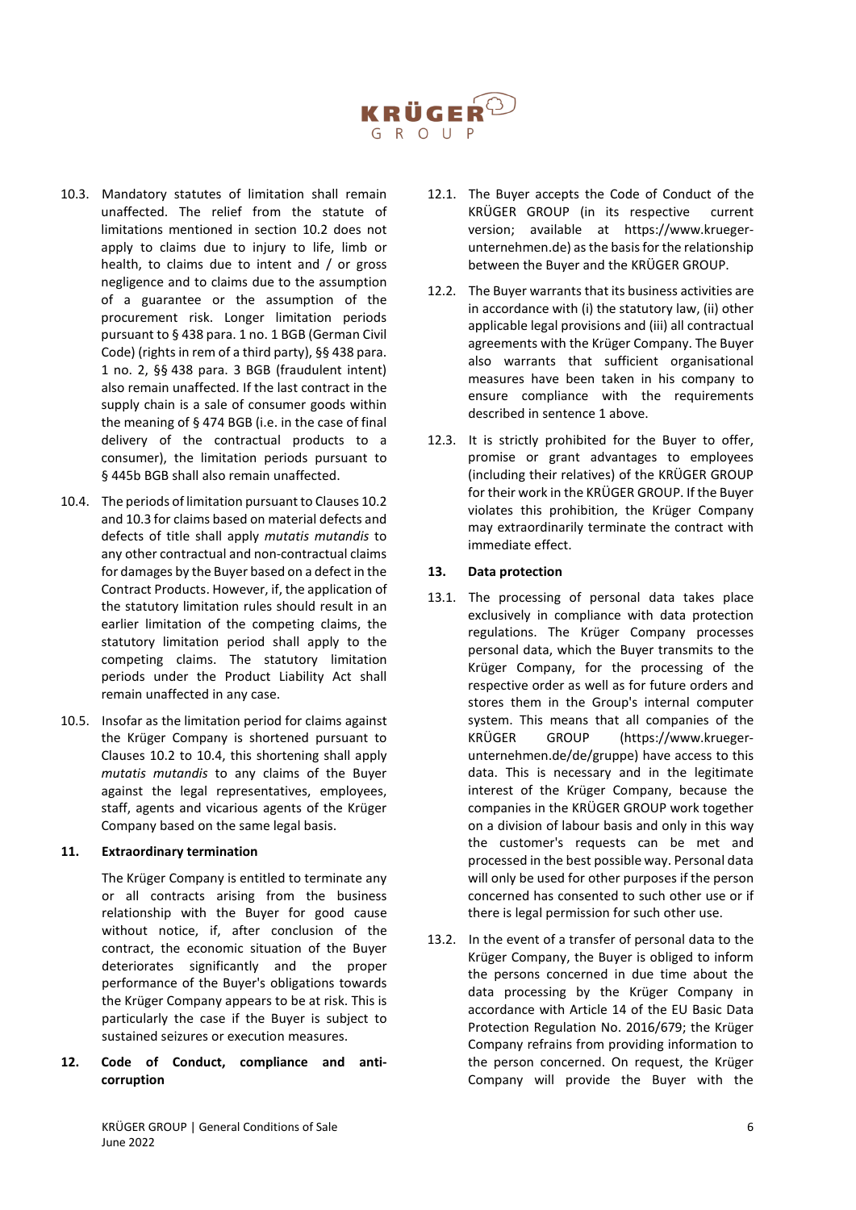10.3. Mandatory statutes of limitation shall remain unaffected. The relief from the statute of limitations mentioned in section 10.2 does not apply to claims due to injury to life, limb or health, to claims due to intent and / or gross negligence and to claims due to the assumption of a guarantee or the assumption of the procurement risk. Longer limitation periods pursuant to § 438 para. 1 no. 1 BGB (German Civil Code) (rights in rem of a third party), §§ 438 para. 1 no. 2, §§ 438 para. 3 BGB (fraudulent intent) also remain unaffected. If the last contract in the supply chain is a sale of consumer goods within the meaning of § 474 BGB (i.e. in the case of final delivery of the contractual products to a consumer), the limitation periods pursuant to § 445b BGB shall also remain unaffected.

10.4. The periods of limitation pursuant to Clauses 10.2 and 10.3 for claims based on material defects and defects of title shall apply *mutatis mutandis* to any other contractual and non-contractual claims for damages by the Buyer based on a defect in the Contract Products. However, if, the application of the statutory limitation rules should result in an earlier limitation of the competing claims, the statutory limitation period shall apply to the competing claims. The statutory limitation periods under the Product Liability Act shall remain unaffected in any case.

10.5. Insofar as the limitation period for claims against the Krüger Company is shortened pursuant to Clauses 10.2 to 10.4, this shortening shall apply *mutatis mutandis* to any claims of the Buyer against the legal representatives, employees, staff, agents and vicarious agents of the Krüger Company based on the same legal basis.

## 11. Extraordinary termination

The Krüger Company is entitled to terminate any or all contracts arising from the business relationship with the Buyer for good cause without notice, if, after conclusion of the contract, the economic situation of the Buyer deteriorates significantly and the proper performance of the Buyer's obligations towards the Krüger Company appears to be at risk. This is particularly the case if the Buyer is subject to sustained seizures or execution measures.

## 12. Code of Conduct, compliance and anti-corruption

12.1. The Buyer accepts the Code of Conduct of the KRÜGER GROUP (in its respective current version; available at https://www.krueger-unternehmen.de) as the basis for the relationship between the Buyer and the KRÜGER GROUP.

12.2. The Buyer warrants that its business activities are in accordance with (i) the statutory law, (ii) other applicable legal provisions and (iii) all contractual agreements with the Krüger Company. The Buyer also warrants that sufficient organisational measures have been taken in his company to ensure compliance with the requirements described in sentence 1 above.

12.3. It is strictly prohibited for the Buyer to offer, promise or grant advantages to employees (including their relatives) of the KRÜGER GROUP for their work in the KRÜGER GROUP. If the Buyer violates this prohibition, the Krüger Company may extraordinarily terminate the contract with immediate effect.

## 13. Data protection

13.1. The processing of personal data takes place exclusively in compliance with data protection regulations. The Krüger Company processes personal data, which the Buyer transmits to the Krüger Company, for the processing of the respective order as well as for future orders and stores them in the Group's internal computer system. This means that all companies of the KRÜGER GROUP (https://www.krueger-unternehmen.de/de/gruppe) have access to this data. This is necessary and in the legitimate interest of the Krüger Company, because the companies in the KRÜGER GROUP work together on a division of labour basis and only in this way the customer's requests can be met and processed in the best possible way. Personal data will only be used for other purposes if the person concerned has consented to such other use or if there is legal permission for such other use.

13.2. In the event of a transfer of personal data to the Krüger Company, the Buyer is obliged to inform the persons concerned in due time about the data processing by the Krüger Company in accordance with Article 14 of the EU Basic Data Protection Regulation No. 2016/679; the Krüger Company refrains from providing information to the person concerned. On request, the Krüger Company will provide the Buyer with the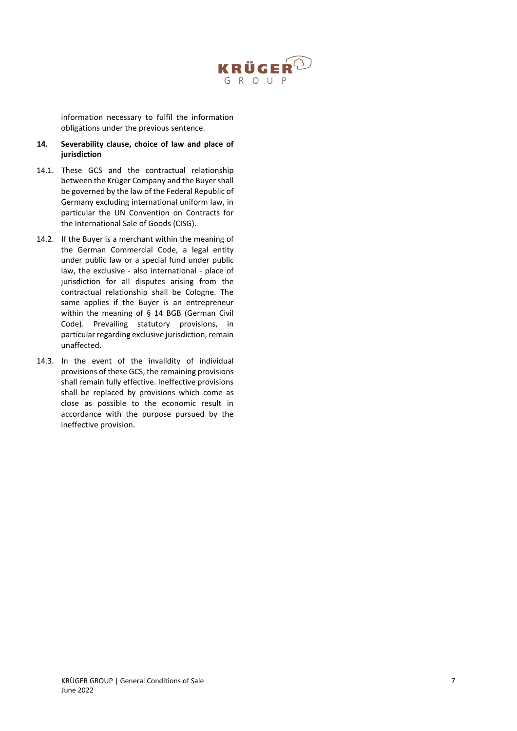information necessary to fulfil the information obligations under the previous sentence.

**14. Severability clause, choice of law and place of jurisdiction**

14.1. These GCS and the contractual relationship between the Krüger Company and the Buyer shall be governed by the law of the Federal Republic of Germany excluding international uniform law, in particular the UN Convention on Contracts for the International Sale of Goods (CISG).

14.2. If the Buyer is a merchant within the meaning of the German Commercial Code, a legal entity under public law or a special fund under public law, the exclusive - also international - place of jurisdiction for all disputes arising from the contractual relationship shall be Cologne. The same applies if the Buyer is an entrepreneur within the meaning of § 14 BGB (German Civil Code). Prevailing statutory provisions, in particular regarding exclusive jurisdiction, remain unaffected.

14.3. In the event of the invalidity of individual provisions of these GCS, the remaining provisions shall remain fully effective. Ineffective provisions shall be replaced by provisions which come as close as possible to the economic result in accordance with the purpose pursued by the ineffective provision.